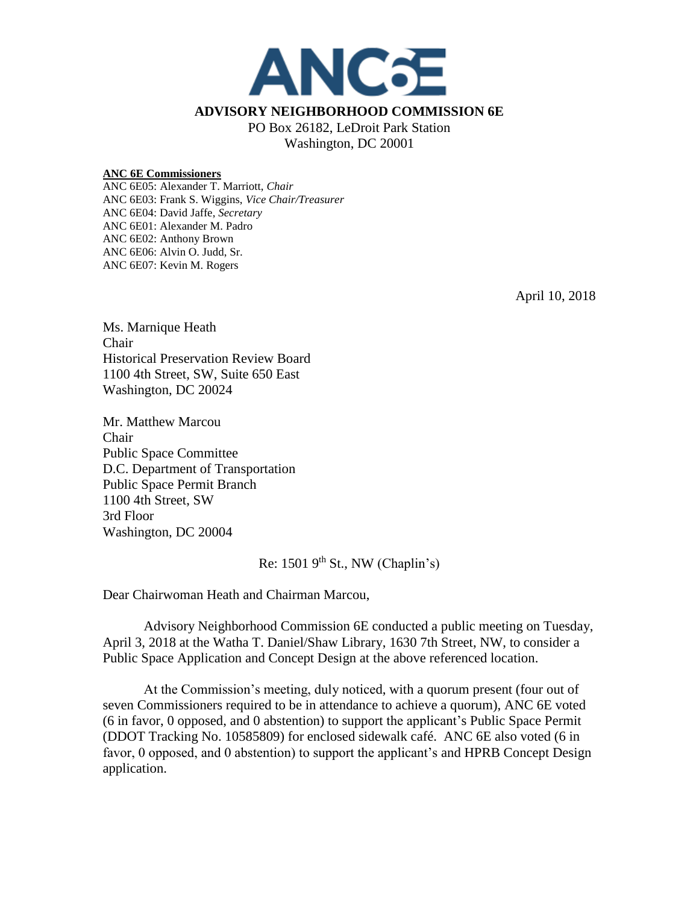# ANC6E

**ADVISORY NEIGHBORHOOD COMMISSION 6E**

PO Box 26182, LeDroit Park Station
Washington, DC 20001

**ANC 6E Commissioners**
ANC 6E05: Alexander T. Marriott, *Chair*
ANC 6E03: Frank S. Wiggins, *Vice Chair/Treasurer*
ANC 6E04: David Jaffe, *Secretary*
ANC 6E01: Alexander M. Padro
ANC 6E02: Anthony Brown
ANC 6E06: Alvin O. Judd, Sr.
ANC 6E07: Kevin M. Rogers

April 10, 2018

Ms. Marnique Heath
Chair
Historical Preservation Review Board
1100 4th Street, SW, Suite 650 East
Washington, DC 20024

Mr. Matthew Marcou
Chair
Public Space Committee
D.C. Department of Transportation
Public Space Permit Branch
1100 4th Street, SW
3rd Floor
Washington, DC 20004

Re: 1501 9th St., NW (Chaplin's)

Dear Chairwoman Heath and Chairman Marcou,

Advisory Neighborhood Commission 6E conducted a public meeting on Tuesday, April 3, 2018 at the Watha T. Daniel/Shaw Library, 1630 7th Street, NW, to consider a Public Space Application and Concept Design at the above referenced location.

At the Commission's meeting, duly noticed, with a quorum present (four out of seven Commissioners required to be in attendance to achieve a quorum), ANC 6E voted (6 in favor, 0 opposed, and 0 abstention) to support the applicant's Public Space Permit (DDOT Tracking No. 10585809) for enclosed sidewalk café. ANC 6E also voted (6 in favor, 0 opposed, and 0 abstention) to support the applicant's and HPRB Concept Design application.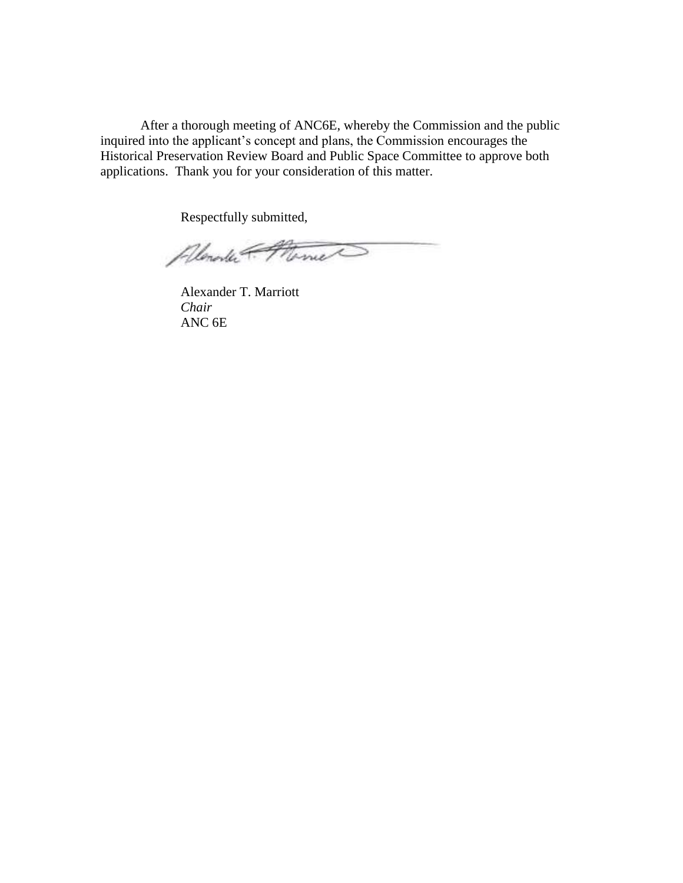After a thorough meeting of ANC6E, whereby the Commission and the public inquired into the applicant's concept and plans, the Commission encourages the Historical Preservation Review Board and Public Space Committee to approve both applications. Thank you for your consideration of this matter.

Respectfully submitted,

Alexander T. Marriott
*Chair*
ANC 6E